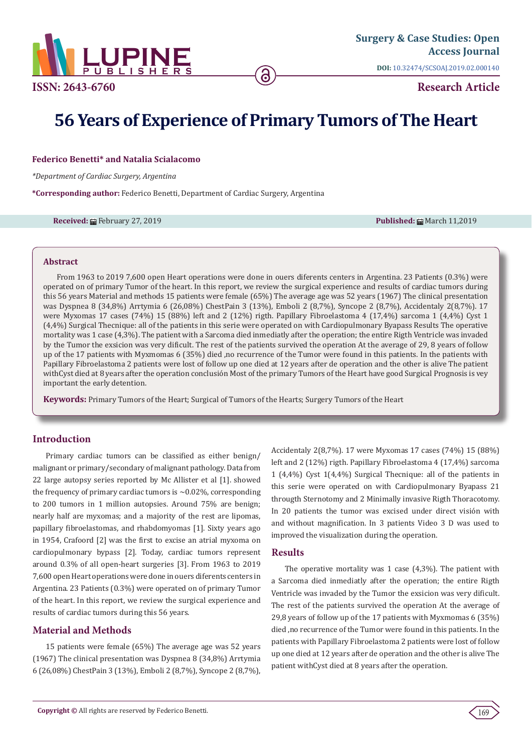Surgery & Case Studies: Open Access Journal

DOI: 10.32474/SCSOAJ.2019.02.000140

ISSN: 2643-6760

**Research Article**

# 56 Years of Experience of Primary Tumors of The Heart

**Federico Benetti\* and Natalia Scialacomo**

*\*Department of Cardiac Surgery, Argentina*

**\*Corresponding author:** Federico Benetti, Department of Cardiac Surgery, Argentina

**Received:** February 27, 2019 **Published:** March 11,2019

## Abstract

From 1963 to 2019 7,600 open Heart operations were done in ouers diferents centers in Argentina. 23 Patients (0.3%) were operated on of primary Tumor of the heart. In this report, we review the surgical experience and results of cardiac tumors during this 56 years Material and methods 15 patients were female (65%) The average age was 52 years (1967) The clinical presentation was Dyspnea 8 (34,8%) Arrtymia 6 (26,08%) ChestPain 3 (13%), Emboli 2 (8,7%), Syncope 2 (8,7%), Accidentaly 2(8,7%). 17 were Myxomas 17 cases (74%) 15 (88%) left and 2 (12%) rigth. Papillary Fibroelastoma 4 (17,4%) sarcoma 1 (4,4%) Cyst 1 (4,4%) Surgical Thecnique: all of the patients in this serie were operated on with Cardiopulmonary Byapass Results The operative mortality was 1 case (4,3%). The patient with a Sarcoma died inmediatly after the operation; the entire Rigth Ventricle was invaded by the Tumor the exsicion was very dificult. The rest of the patients survived the operation At the average of 29, 8 years of follow up of the 17 patients with Myxmomas 6 (35%) died ,no recurrence of the Tumor were found in this patients. In the patients with Papillary Fibroelastoma 2 patients were lost of follow up one died at 12 years after de operation and the other is alive The patient withCyst died at 8 years after the operation conclusión Most of the primary Tumors of the Heart have good Surgical Prognosis is vey important the early detention.

**Keywords:** Primary Tumors of the Heart; Surgical of Tumors of the Hearts; Surgery Tumors of the Heart

## Introduction

Primary cardiac tumors can be classified as either benign/ malignant or primary/secondary of malignant pathology. Data from 22 large autopsy series reported by Mc Allister et al [1]. showed the frequency of primary cardiac tumors is ~0.02%, corresponding to 200 tumors in 1 million autopsies. Around 75% are benign; nearly half are myxomas; and a majority of the rest are lipomas, papillary fibroelastomas, and rhabdomyomas [1]. Sixty years ago in 1954, Crafoord [2] was the first to excise an atrial myxoma on cardiopulmonary bypass [2]. Today, cardiac tumors represent around 0.3% of all open-heart surgeries [3]. From 1963 to 2019 7,600 open Heart operations were done in ouers diferents centers in Argentina. 23 Patients (0.3%) were operated on of primary Tumor of the heart. In this report, we review the surgical experience and results of cardiac tumors during this 56 years.

## Material and Methods

15 patients were female (65%) The average age was 52 years (1967) The clinical presentation was Dyspnea 8 (34,8%) Arrtymia 6 (26,08%) ChestPain 3 (13%), Emboli 2 (8,7%), Syncope 2 (8,7%), Accidentaly 2(8,7%). 17 were Myxomas 17 cases (74%) 15 (88%) left and 2 (12%) rigth. Papillary Fibroelastoma 4 (17,4%) sarcoma 1 (4,4%) Cyst 1(4,4%) Surgical Thecnique: all of the patients in this serie were operated on with Cardiopulmonary Byapass 21 througth Sternotomy and 2 Minimally invasive Rigth Thoracotomy. In 20 patients the tumor was excised under direct visión with and without magnification. In 3 patients Video 3 D was used to improved the visualization during the operation.

## Results

The operative mortality was 1 case (4,3%). The patient with a Sarcoma died inmediatly after the operation; the entire Rigth Ventricle was invaded by the Tumor the exsicion was very dificult. The rest of the patients survived the operation At the average of 29,8 years of follow up of the 17 patients with Myxmomas 6 (35%) died ,no recurrence of the Tumor were found in this patients. In the patients with Papillary Fibroelastoma 2 patients were lost of follow up one died at 12 years after de operation and the other is alive The patient withCyst died at 8 years after the operation.

**Copyright ©** All rights are reserved by Federico Benetti.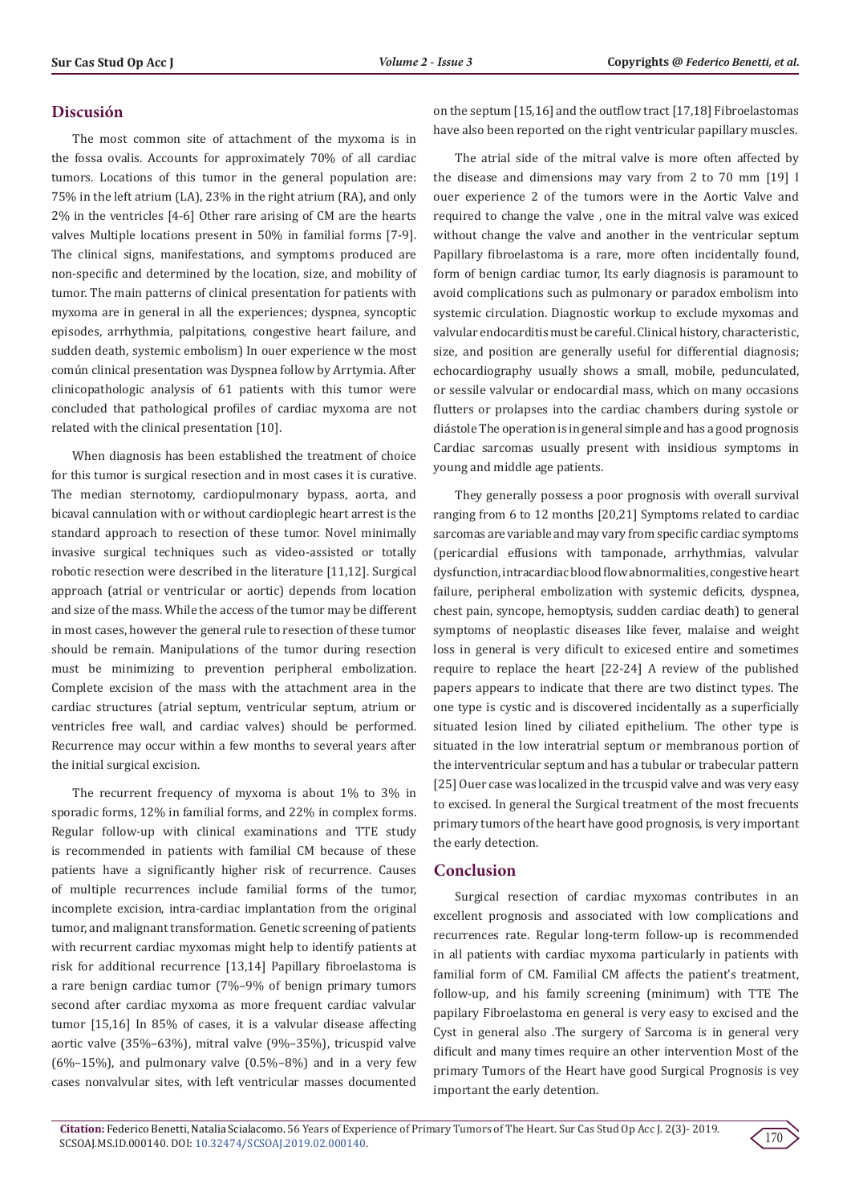## Discusión

The most common site of attachment of the myxoma is in the fossa ovalis. Accounts for approximately 70% of all cardiac tumors. Locations of this tumor in the general population are: 75% in the left atrium (LA), 23% in the right atrium (RA), and only 2% in the ventricles [4-6] Other rare arising of CM are the hearts valves Multiple locations present in 50% in familial forms [7-9]. The clinical signs, manifestations, and symptoms produced are non-specific and determined by the location, size, and mobility of tumor. The main patterns of clinical presentation for patients with myxoma are in general in all the experiences; dyspnea, syncoptic episodes, arrhythmia, palpitations, congestive heart failure, and sudden death, systemic embolism) In ouer experience w the most común clinical presentation was Dyspnea follow by Arrtymia. After clinicopathologic analysis of 61 patients with this tumor were concluded that pathological profiles of cardiac myxoma are not related with the clinical presentation [10].

When diagnosis has been established the treatment of choice for this tumor is surgical resection and in most cases it is curative. The median sternotomy, cardiopulmonary bypass, aorta, and bicaval cannulation with or without cardioplegic heart arrest is the standard approach to resection of these tumor. Novel minimally invasive surgical techniques such as video-assisted or totally robotic resection were described in the literature [11,12]. Surgical approach (atrial or ventricular or aortic) depends from location and size of the mass. While the access of the tumor may be different in most cases, however the general rule to resection of these tumor should be remain. Manipulations of the tumor during resection must be minimizing to prevention peripheral embolization. Complete excision of the mass with the attachment area in the cardiac structures (atrial septum, ventricular septum, atrium or ventricles free wall, and cardiac valves) should be performed. Recurrence may occur within a few months to several years after the initial surgical excision.

The recurrent frequency of myxoma is about 1% to 3% in sporadic forms, 12% in familial forms, and 22% in complex forms. Regular follow-up with clinical examinations and TTE study is recommended in patients with familial CM because of these patients have a significantly higher risk of recurrence. Causes of multiple recurrences include familial forms of the tumor, incomplete excision, intra-cardiac implantation from the original tumor, and malignant transformation. Genetic screening of patients with recurrent cardiac myxomas might help to identify patients at risk for additional recurrence [13,14] Papillary fibroelastoma is a rare benign cardiac tumor (7%–9% of benign primary tumors second after cardiac myxoma as more frequent cardiac valvular tumor [15,16] In 85% of cases, it is a valvular disease affecting aortic valve (35%–63%), mitral valve (9%–35%), tricuspid valve (6%–15%), and pulmonary valve (0.5%–8%) and in a very few cases nonvalvular sites, with left ventricular masses documented on the septum [15,16] and the outflow tract [17,18] Fibroelastomas have also been reported on the right ventricular papillary muscles.

The atrial side of the mitral valve is more often affected by the disease and dimensions may vary from 2 to 70 mm [19] I ouer experience 2 of the tumors were in the Aortic Valve and required to change the valve , one in the mitral valve was exiced without change the valve and another in the ventricular septum Papillary fibroelastoma is a rare, more often incidentally found, form of benign cardiac tumor, Its early diagnosis is paramount to avoid complications such as pulmonary or paradox embolism into systemic circulation. Diagnostic workup to exclude myxomas and valvular endocarditis must be careful. Clinical history, characteristic, size, and position are generally useful for differential diagnosis; echocardiography usually shows a small, mobile, pedunculated, or sessile valvular or endocardial mass, which on many occasions flutters or prolapses into the cardiac chambers during systole or diástole The operation is in general simple and has a good prognosis Cardiac sarcomas usually present with insidious symptoms in young and middle age patients.

They generally possess a poor prognosis with overall survival ranging from 6 to 12 months [20,21] Symptoms related to cardiac sarcomas are variable and may vary from specific cardiac symptoms (pericardial effusions with tamponade, arrhythmias, valvular dysfunction, intracardiac blood flow abnormalities, congestive heart failure, peripheral embolization with systemic deficits, dyspnea, chest pain, syncope, hemoptysis, sudden cardiac death) to general symptoms of neoplastic diseases like fever, malaise and weight loss in general is very dificult to exicesed entire and sometimes require to replace the heart [22-24] A review of the published papers appears to indicate that there are two distinct types. The one type is cystic and is discovered incidentally as a superficially situated lesion lined by ciliated epithelium. The other type is situated in the low interatrial septum or membranous portion of the interventricular septum and has a tubular or trabecular pattern [25] Ouer case was localized in the trcuspid valve and was very easy to excised. In general the Surgical treatment of the most frecuents primary tumors of the heart have good prognosis, is very important the early detection.

## Conclusion

Surgical resection of cardiac myxomas contributes in an excellent prognosis and associated with low complications and recurrences rate. Regular long-term follow-up is recommended in all patients with cardiac myxoma particularly in patients with familial form of CM. Familial CM affects the patient's treatment, follow-up, and his family screening (minimum) with TTE The papilary Fibroelastoma en general is very easy to excised and the Cyst in general also .The surgery of Sarcoma is in general very dificult and many times require an other intervention Most of the primary Tumors of the Heart have good Surgical Prognosis is vey important the early detention.

**Citation:** Federico Benetti, Natalia Scialacomo. 56 Years of Experience of Primary Tumors of The Heart. Sur Cas Stud Op Acc J. 2(3)- 2019. SCSOAJ.MS.ID.000140. DOI: 10.32474/SCSOAJ.2019.02.000140.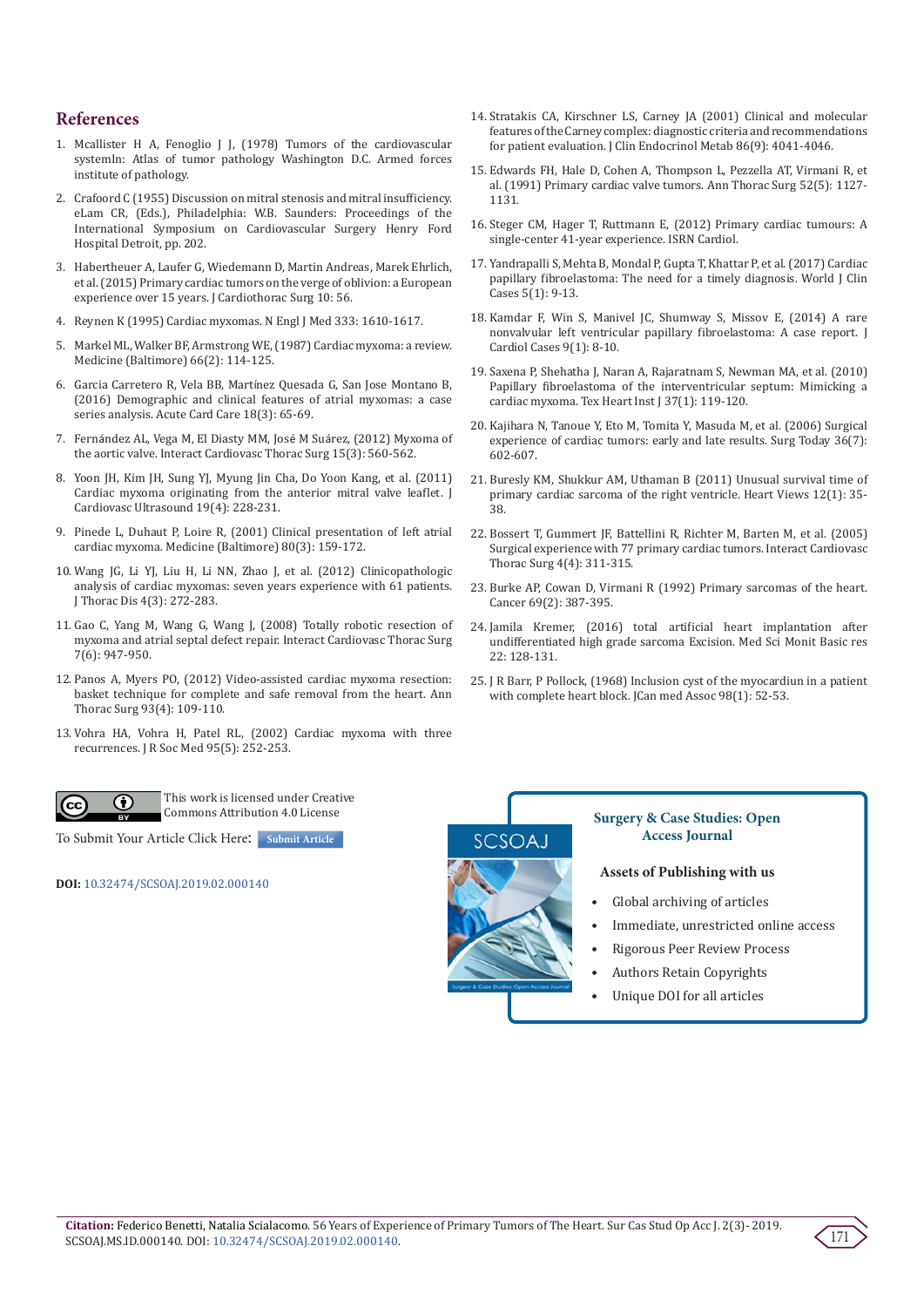## References

1. Mcallister H A, Fenoglio J J, (1978) Tumors of the cardiovascular systemIn: Atlas of tumor pathology Washington D.C. Armed forces institute of pathology.
2. Crafoord C (1955) Discussion on mitral stenosis and mitral insufficiency. eLam CR, (Eds.), Philadelphia: W.B. Saunders: Proceedings of the International Symposium on Cardiovascular Surgery Henry Ford Hospital Detroit, pp. 202.
3. Habertheuer A, Laufer G, Wiedemann D, Martin Andreas, Marek Ehrlich, et al. (2015) Primary cardiac tumors on the verge of oblivion: a European experience over 15 years. J Cardiothorac Surg 10: 56.
4. Reynen K (1995) Cardiac myxomas. N Engl J Med 333: 1610-1617.
5. Markel ML, Walker BF, Armstrong WE, (1987) Cardiac myxoma: a review. Medicine (Baltimore) 66(2): 114-125.
6. Garcia Carretero R, Vela BB, Martínez Quesada G, San Jose Montano B, (2016) Demographic and clinical features of atrial myxomas: a case series analysis. Acute Card Care 18(3): 65-69.
7. Fernández AL, Vega M, El Diasty MM, José M Suárez, (2012) Myxoma of the aortic valve. Interact Cardiovasc Thorac Surg 15(3): 560-562.
8. Yoon JH, Kim JH, Sung YJ, Myung Jin Cha, Do Yoon Kang, et al. (2011) Cardiac myxoma originating from the anterior mitral valve leaflet. J Cardiovasc Ultrasound 19(4): 228-231.
9. Pinede L, Duhaut P, Loire R, (2001) Clinical presentation of left atrial cardiac myxoma. Medicine (Baltimore) 80(3): 159-172.
10. Wang JG, Li YJ, Liu H, Li NN, Zhao J, et al. (2012) Clinicopathologic analysis of cardiac myxomas: seven years experience with 61 patients. J Thorac Dis 4(3): 272-283.
11. Gao C, Yang M, Wang G, Wang J, (2008) Totally robotic resection of myxoma and atrial septal defect repair. Interact Cardiovasc Thorac Surg 7(6): 947-950.
12. Panos A, Myers PO, (2012) Video-assisted cardiac myxoma resection: basket technique for complete and safe removal from the heart. Ann Thorac Surg 93(4): 109-110.
13. Vohra HA, Vohra H, Patel RL, (2002) Cardiac myxoma with three recurrences. J R Soc Med 95(5): 252-253.
14. Stratakis CA, Kirschner LS, Carney JA (2001) Clinical and molecular features of the Carney complex: diagnostic criteria and recommendations for patient evaluation. J Clin Endocrinol Metab 86(9): 4041-4046.
15. Edwards FH, Hale D, Cohen A, Thompson L, Pezzella AT, Virmani R, et al. (1991) Primary cardiac valve tumors. Ann Thorac Surg 52(5): 1127-1131.
16. Steger CM, Hager T, Ruttmann E, (2012) Primary cardiac tumours: A single-center 41-year experience. ISRN Cardiol.
17. Yandrapalli S, Mehta B, Mondal P, Gupta T, Khattar P, et al. (2017) Cardiac papillary fibroelastoma: The need for a timely diagnosis. World J Clin Cases 5(1): 9-13.
18. Kamdar F, Win S, Manivel JC, Shumway S, Missov E, (2014) A rare nonvalvular left ventricular papillary fibroelastoma: A case report. J Cardiol Cases 9(1): 8-10.
19. Saxena P, Shehatha J, Naran A, Rajaratnam S, Newman MA, et al. (2010) Papillary fibroelastoma of the interventricular septum: Mimicking a cardiac myxoma. Tex Heart Inst J 37(1): 119-120.
20. Kajihara N, Tanoue Y, Eto M, Tomita Y, Masuda M, et al. (2006) Surgical experience of cardiac tumors: early and late results. Surg Today 36(7): 602-607.
21. Buresly KM, Shukkur AM, Uthaman B (2011) Unusual survival time of primary cardiac sarcoma of the right ventricle. Heart Views 12(1): 35-38.
22. Bossert T, Gummert JF, Battellini R, Richter M, Barten M, et al. (2005) Surgical experience with 77 primary cardiac tumors. Interact Cardiovasc Thorac Surg 4(4): 311-315.
23. Burke AP, Cowan D, Virmani R (1992) Primary sarcomas of the heart. Cancer 69(2): 387-395.
24. Jamila Kremer, (2016) total artificial heart implantation after undifferentiated high grade sarcoma Excision. Med Sci Monit Basic res 22: 128-131.
25. J R Barr, P Pollock, (1968) Inclusion cyst of the myocardiun in a patient with complete heart block. JCan med Assoc 98(1): 52-53.

This work is licensed under Creative Commons Attribution 4.0 License

To Submit Your Article Click Here: Submit Article

**DOI:** 10.32474/SCSOAJ.2019.02.000140

**Surgery & Case Studies: Open Access Journal**

**Assets of Publishing with us**

- Global archiving of articles
- Immediate, unrestricted online access
- Rigorous Peer Review Process
- Authors Retain Copyrights
- Unique DOI for all articles

**Citation:** Federico Benetti, Natalia Scialacomo. 56 Years of Experience of Primary Tumors of The Heart. Sur Cas Stud Op Acc J. 2(3)- 2019. SCSOAJ.MS.ID.000140. DOI: 10.32474/SCSOAJ.2019.02.000140.